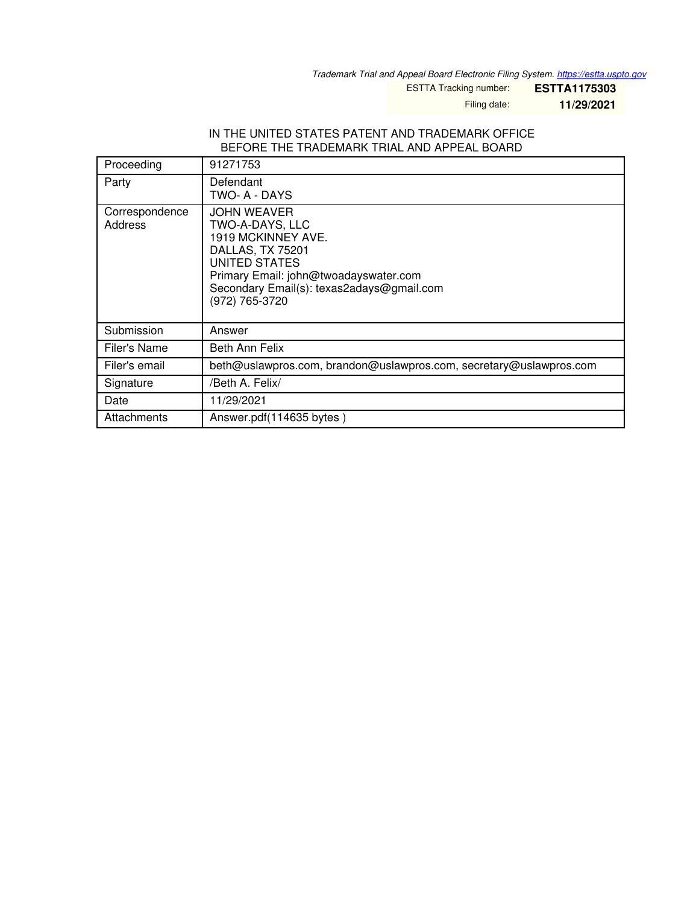*Trademark Trial and Appeal Board Electronic Filing System. https://estta.uspto.gov*

ESTTA Tracking number: **ESTTA1175303**

Filing date: **11/29/2021**

IN THE UNITED STATES PATENT AND TRADEMARK OFFICE
BEFORE THE TRADEMARK TRIAL AND APPEAL BOARD

| Proceeding | 91271753 |
|---|---|
| Party | Defendant<br>TWO- A - DAYS |
| Correspondence Address | JOHN WEAVER<br>TWO-A-DAYS, LLC<br>1919 MCKINNEY AVE.<br>DALLAS, TX 75201<br>UNITED STATES<br>Primary Email: john@twoadayswater.com<br>Secondary Email(s): texas2adays@gmail.com<br>(972) 765-3720 |
| Submission | Answer |
| Filer's Name | Beth Ann Felix |
| Filer's email | beth@uslawpros.com, brandon@uslawpros.com, secretary@uslawpros.com |
| Signature | /Beth A. Felix/ |
| Date | 11/29/2021 |
| Attachments | Answer.pdf(114635 bytes ) |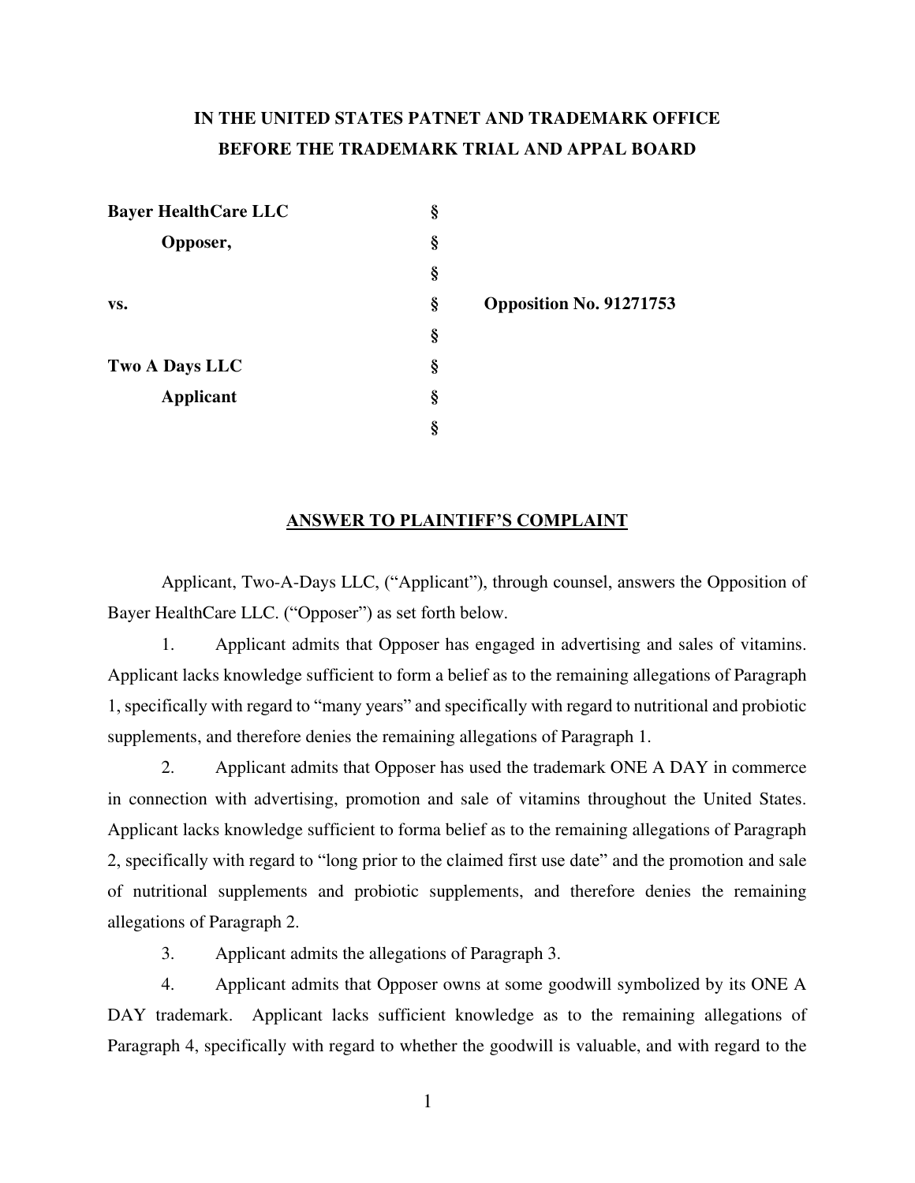**IN THE UNITED STATES PATNET AND TRADEMARK OFFICE**
**BEFORE THE TRADEMARK TRIAL AND APPAL BOARD**

| | | |
|---|---|---|
| **Bayer HealthCare LLC** | **§** | |
| **Opposer,** | **§** | |
| | **§** | |
| **vs.** | **§** | **Opposition No. 91271753** |
| | **§** | |
| **Two A Days LLC** | **§** | |
| **Applicant** | **§** | |
| | **§** | |

## ANSWER TO PLAINTIFF'S COMPLAINT

Applicant, Two-A-Days LLC, ("Applicant"), through counsel, answers the Opposition of Bayer HealthCare LLC. ("Opposer") as set forth below.

1. Applicant admits that Opposer has engaged in advertising and sales of vitamins. Applicant lacks knowledge sufficient to form a belief as to the remaining allegations of Paragraph 1, specifically with regard to "many years" and specifically with regard to nutritional and probiotic supplements, and therefore denies the remaining allegations of Paragraph 1.

2. Applicant admits that Opposer has used the trademark ONE A DAY in commerce in connection with advertising, promotion and sale of vitamins throughout the United States. Applicant lacks knowledge sufficient to forma belief as to the remaining allegations of Paragraph 2, specifically with regard to "long prior to the claimed first use date" and the promotion and sale of nutritional supplements and probiotic supplements, and therefore denies the remaining allegations of Paragraph 2.

3. Applicant admits the allegations of Paragraph 3.

4. Applicant admits that Opposer owns at some goodwill symbolized by its ONE A DAY trademark. Applicant lacks sufficient knowledge as to the remaining allegations of Paragraph 4, specifically with regard to whether the goodwill is valuable, and with regard to the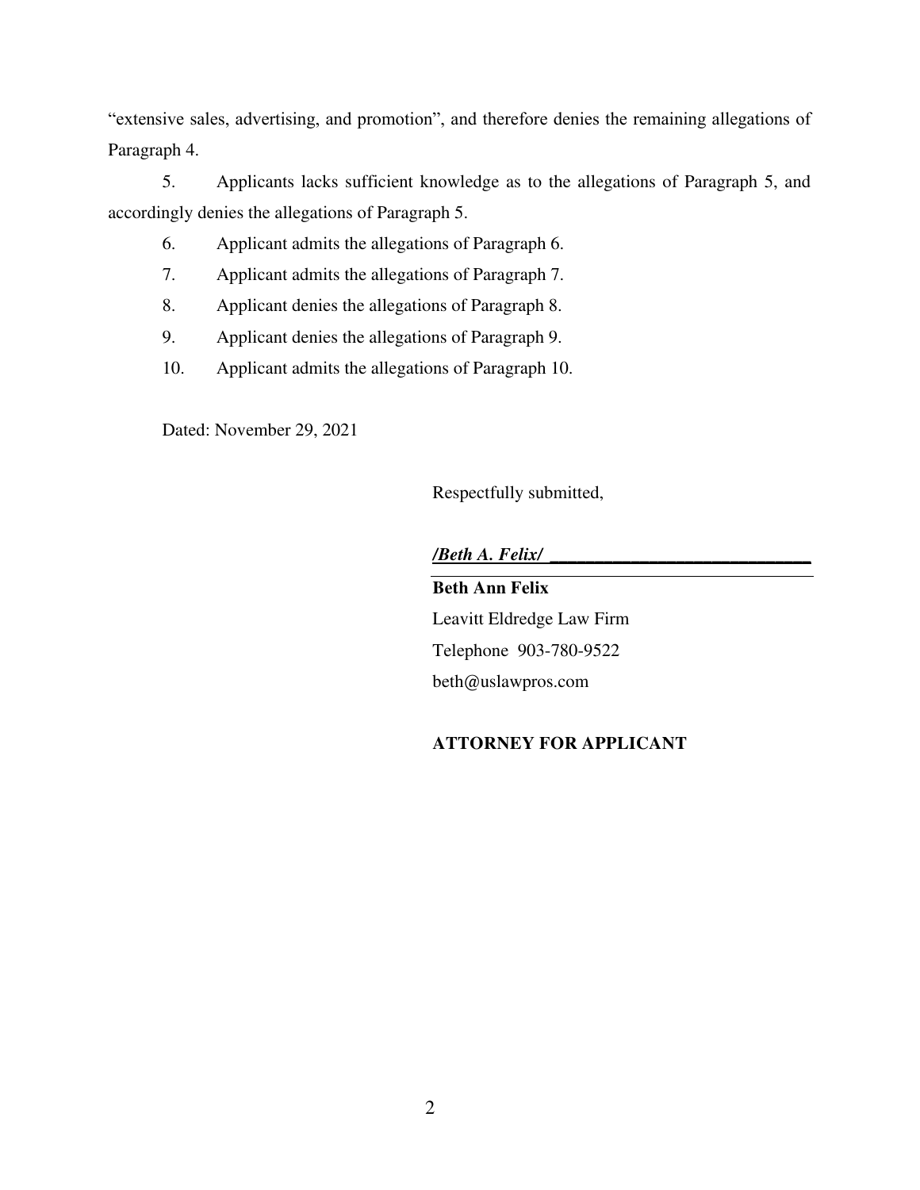"extensive sales, advertising, and promotion", and therefore denies the remaining allegations of Paragraph 4.

5. Applicants lacks sufficient knowledge as to the allegations of Paragraph 5, and accordingly denies the allegations of Paragraph 5.

6. Applicant admits the allegations of Paragraph 6.

7. Applicant admits the allegations of Paragraph 7.

8. Applicant denies the allegations of Paragraph 8.

9. Applicant denies the allegations of Paragraph 9.

10. Applicant admits the allegations of Paragraph 10.

Dated: November 29, 2021

Respectfully submitted,

***/Beth A. Felix/***

**Beth Ann Felix**
Leavitt Eldredge Law Firm
Telephone 903-780-9522
beth@uslawpros.com

**ATTORNEY FOR APPLICANT**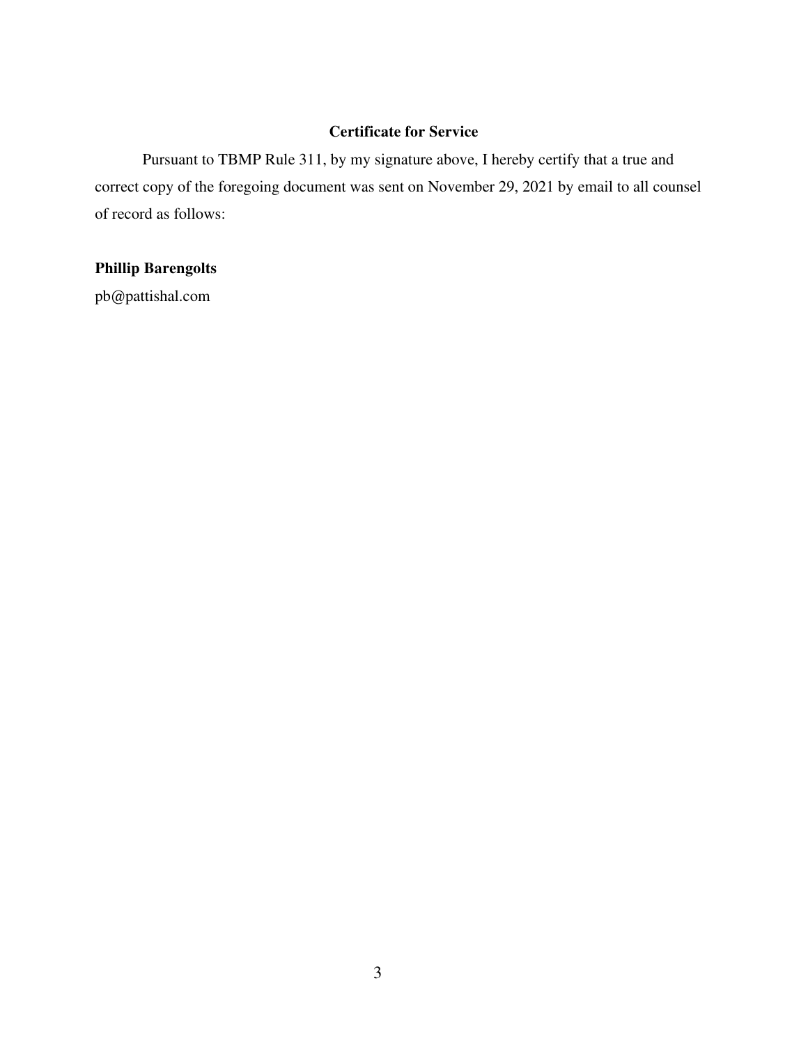## Certificate for Service

Pursuant to TBMP Rule 311, by my signature above, I hereby certify that a true and correct copy of the foregoing document was sent on November 29, 2021 by email to all counsel of record as follows:

**Phillip Barengolts**

pb@pattishal.com